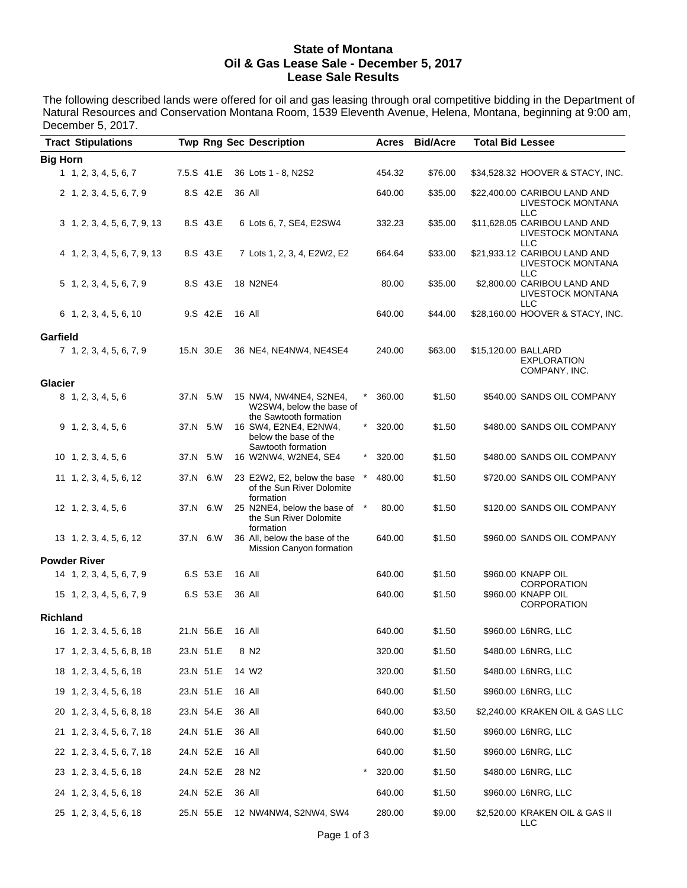# State of Montana
## Oil & Gas Lease Sale - December 5, 2017
## Lease Sale Results

The following described lands were offered for oil and gas leasing through oral competitive bidding in the Department of Natural Resources and Conservation Montana Room, 1539 Eleventh Avenue, Helena, Montana, beginning at 9:00 am, December 5, 2017.

| Tract | Stipulations | Twp | Rng | Sec | Description | | Acres | Bid/Acre | Total Bid | Lessee |
|---|---|---|---|---|---|---|---|---|---|---|
| **Big Horn** | | | | | | | | | | |
| 1 | 1, 2, 3, 4, 5, 6, 7 | 7.5.S | 41.E | 36 | Lots 1 - 8, N2S2 | | 454.32 | $76.00 | $34,528.32 | HOOVER & STACY, INC. |
| 2 | 1, 2, 3, 4, 5, 6, 7, 9 | 8.S | 42.E | 36 | All | | 640.00 | $35.00 | $22,400.00 | CARIBOU LAND AND LIVESTOCK MONTANA LLC |
| 3 | 1, 2, 3, 4, 5, 6, 7, 9, 13 | 8.S | 43.E | 6 | Lots 6, 7, SE4, E2SW4 | | 332.23 | $35.00 | $11,628.05 | CARIBOU LAND AND LIVESTOCK MONTANA LLC |
| 4 | 1, 2, 3, 4, 5, 6, 7, 9, 13 | 8.S | 43.E | 7 | Lots 1, 2, 3, 4, E2W2, E2 | | 664.64 | $33.00 | $21,933.12 | CARIBOU LAND AND LIVESTOCK MONTANA LLC |
| 5 | 1, 2, 3, 4, 5, 6, 7, 9 | 8.S | 43.E | 18 | N2NE4 | | 80.00 | $35.00 | $2,800.00 | CARIBOU LAND AND LIVESTOCK MONTANA LLC |
| 6 | 1, 2, 3, 4, 5, 6, 10 | 9.S | 42.E | 16 | All | | 640.00 | $44.00 | $28,160.00 | HOOVER & STACY, INC. |
| **Garfield** | | | | | | | | | | |
| 7 | 1, 2, 3, 4, 5, 6, 7, 9 | 15.N | 30.E | 36 | NE4, NE4NW4, NE4SE4 | | 240.00 | $63.00 | $15,120.00 | BALLARD EXPLORATION COMPANY, INC. |
| **Glacier** | | | | | | | | | | |
| 8 | 1, 2, 3, 4, 5, 6 | 37.N | 5.W | 15 | NW4, NW4NE4, S2NE4, W2SW4, below the base of the Sawtooth formation | * | 360.00 | $1.50 | $540.00 | SANDS OIL COMPANY |
| 9 | 1, 2, 3, 4, 5, 6 | 37.N | 5.W | 16 | SW4, E2NE4, E2NW4, below the base of the Sawtooth formation | * | 320.00 | $1.50 | $480.00 | SANDS OIL COMPANY |
| 10 | 1, 2, 3, 4, 5, 6 | 37.N | 5.W | 16 | W2NW4, W2NE4, SE4 | * | 320.00 | $1.50 | $480.00 | SANDS OIL COMPANY |
| 11 | 1, 2, 3, 4, 5, 6, 12 | 37.N | 6.W | 23 | E2W2, E2, below the base of the Sun River Dolomite formation | * | 480.00 | $1.50 | $720.00 | SANDS OIL COMPANY |
| 12 | 1, 2, 3, 4, 5, 6 | 37.N | 6.W | 25 | N2NE4, below the base of the Sun River Dolomite formation | * | 80.00 | $1.50 | $120.00 | SANDS OIL COMPANY |
| 13 | 1, 2, 3, 4, 5, 6, 12 | 37.N | 6.W | 36 | All, below the base of the Mission Canyon formation | | 640.00 | $1.50 | $960.00 | SANDS OIL COMPANY |
| **Powder River** | | | | | | | | | | |
| 14 | 1, 2, 3, 4, 5, 6, 7, 9 | 6.S | 53.E | 16 | All | | 640.00 | $1.50 | $960.00 | KNAPP OIL CORPORATION |
| 15 | 1, 2, 3, 4, 5, 6, 7, 9 | 6.S | 53.E | 36 | All | | 640.00 | $1.50 | $960.00 | KNAPP OIL CORPORATION |
| **Richland** | | | | | | | | | | |
| 16 | 1, 2, 3, 4, 5, 6, 18 | 21.N | 56.E | 16 | All | | 640.00 | $1.50 | $960.00 | L6NRG, LLC |
| 17 | 1, 2, 3, 4, 5, 6, 8, 18 | 23.N | 51.E | 8 | N2 | | 320.00 | $1.50 | $480.00 | L6NRG, LLC |
| 18 | 1, 2, 3, 4, 5, 6, 18 | 23.N | 51.E | 14 | W2 | | 320.00 | $1.50 | $480.00 | L6NRG, LLC |
| 19 | 1, 2, 3, 4, 5, 6, 18 | 23.N | 51.E | 16 | All | | 640.00 | $1.50 | $960.00 | L6NRG, LLC |
| 20 | 1, 2, 3, 4, 5, 6, 8, 18 | 23.N | 54.E | 36 | All | | 640.00 | $3.50 | $2,240.00 | KRAKEN OIL & GAS LLC |
| 21 | 1, 2, 3, 4, 5, 6, 7, 18 | 24.N | 51.E | 36 | All | | 640.00 | $1.50 | $960.00 | L6NRG, LLC |
| 22 | 1, 2, 3, 4, 5, 6, 7, 18 | 24.N | 52.E | 16 | All | | 640.00 | $1.50 | $960.00 | L6NRG, LLC |
| 23 | 1, 2, 3, 4, 5, 6, 18 | 24.N | 52.E | 28 | N2 | * | 320.00 | $1.50 | $480.00 | L6NRG, LLC |
| 24 | 1, 2, 3, 4, 5, 6, 18 | 24.N | 52.E | 36 | All | | 640.00 | $1.50 | $960.00 | L6NRG, LLC |
| 25 | 1, 2, 3, 4, 5, 6, 18 | 25.N | 55.E | 12 | NW4NW4, S2NW4, SW4 | | 280.00 | $9.00 | $2,520.00 | KRAKEN OIL & GAS II LLC |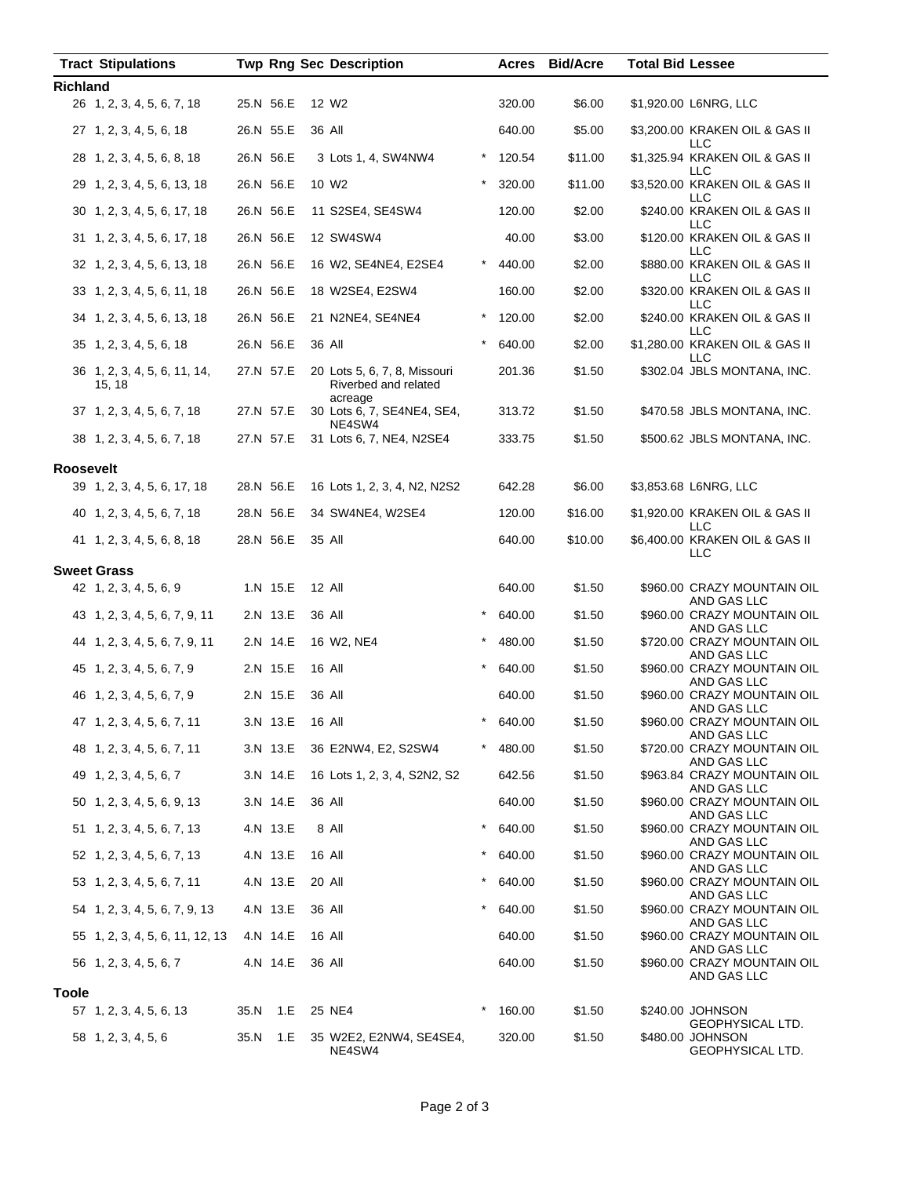| Tract | Stipulations | Twp | Rng | Sec | Description | | Acres | Bid/Acre | Total Bid | Lessee |
|---|---|---|---|---|---|---|---|---|---|---|
| **Richland** | | | | | | | | | | |
| 26 | 1, 2, 3, 4, 5, 6, 7, 18 | 25.N | 56.E | 12 | W2 | | 320.00 | $6.00 | $1,920.00 | L6NRG, LLC |
| 27 | 1, 2, 3, 4, 5, 6, 18 | 26.N | 55.E | 36 | All | | 640.00 | $5.00 | $3,200.00 | KRAKEN OIL & GAS II LLC |
| 28 | 1, 2, 3, 4, 5, 6, 8, 18 | 26.N | 56.E | 3 | Lots 1, 4, SW4NW4 | * | 120.54 | $11.00 | $1,325.94 | KRAKEN OIL & GAS II LLC |
| 29 | 1, 2, 3, 4, 5, 6, 13, 18 | 26.N | 56.E | 10 | W2 | * | 320.00 | $11.00 | $3,520.00 | KRAKEN OIL & GAS II LLC |
| 30 | 1, 2, 3, 4, 5, 6, 17, 18 | 26.N | 56.E | 11 | S2SE4, SE4SW4 | | 120.00 | $2.00 | $240.00 | KRAKEN OIL & GAS II LLC |
| 31 | 1, 2, 3, 4, 5, 6, 17, 18 | 26.N | 56.E | 12 | SW4SW4 | | 40.00 | $3.00 | $120.00 | KRAKEN OIL & GAS II LLC |
| 32 | 1, 2, 3, 4, 5, 6, 13, 18 | 26.N | 56.E | 16 | W2, SE4NE4, E2SE4 | * | 440.00 | $2.00 | $880.00 | KRAKEN OIL & GAS II LLC |
| 33 | 1, 2, 3, 4, 5, 6, 11, 18 | 26.N | 56.E | 18 | W2SE4, E2SW4 | | 160.00 | $2.00 | $320.00 | KRAKEN OIL & GAS II LLC |
| 34 | 1, 2, 3, 4, 5, 6, 13, 18 | 26.N | 56.E | 21 | N2NE4, SE4NE4 | * | 120.00 | $2.00 | $240.00 | KRAKEN OIL & GAS II LLC |
| 35 | 1, 2, 3, 4, 5, 6, 18 | 26.N | 56.E | 36 | All | * | 640.00 | $2.00 | $1,280.00 | KRAKEN OIL & GAS II LLC |
| 36 | 1, 2, 3, 4, 5, 6, 11, 14, 15, 18 | 27.N | 57.E | 20 | Lots 5, 6, 7, 8, Missouri Riverbed and related acreage | | 201.36 | $1.50 | $302.04 | JBLS MONTANA, INC. |
| 37 | 1, 2, 3, 4, 5, 6, 7, 18 | 27.N | 57.E | 30 | Lots 6, 7, SE4NE4, SE4, NE4SW4 | | 313.72 | $1.50 | $470.58 | JBLS MONTANA, INC. |
| 38 | 1, 2, 3, 4, 5, 6, 7, 18 | 27.N | 57.E | 31 | Lots 6, 7, NE4, N2SE4 | | 333.75 | $1.50 | $500.62 | JBLS MONTANA, INC. |
| **Roosevelt** | | | | | | | | | | |
| 39 | 1, 2, 3, 4, 5, 6, 17, 18 | 28.N | 56.E | 16 | Lots 1, 2, 3, 4, N2, N2S2 | | 642.28 | $6.00 | $3,853.68 | L6NRG, LLC |
| 40 | 1, 2, 3, 4, 5, 6, 7, 18 | 28.N | 56.E | 34 | SW4NE4, W2SE4 | | 120.00 | $16.00 | $1,920.00 | KRAKEN OIL & GAS II LLC |
| 41 | 1, 2, 3, 4, 5, 6, 8, 18 | 28.N | 56.E | 35 | All | | 640.00 | $10.00 | $6,400.00 | KRAKEN OIL & GAS II LLC |
| **Sweet Grass** | | | | | | | | | | |
| 42 | 1, 2, 3, 4, 5, 6, 9 | 1.N | 15.E | 12 | All | | 640.00 | $1.50 | $960.00 | CRAZY MOUNTAIN OIL AND GAS LLC |
| 43 | 1, 2, 3, 4, 5, 6, 7, 9, 11 | 2.N | 13.E | 36 | All | * | 640.00 | $1.50 | $960.00 | CRAZY MOUNTAIN OIL AND GAS LLC |
| 44 | 1, 2, 3, 4, 5, 6, 7, 9, 11 | 2.N | 14.E | 16 | W2, NE4 | * | 480.00 | $1.50 | $720.00 | CRAZY MOUNTAIN OIL AND GAS LLC |
| 45 | 1, 2, 3, 4, 5, 6, 7, 9 | 2.N | 15.E | 16 | All | * | 640.00 | $1.50 | $960.00 | CRAZY MOUNTAIN OIL AND GAS LLC |
| 46 | 1, 2, 3, 4, 5, 6, 7, 9 | 2.N | 15.E | 36 | All | | 640.00 | $1.50 | $960.00 | CRAZY MOUNTAIN OIL AND GAS LLC |
| 47 | 1, 2, 3, 4, 5, 6, 7, 11 | 3.N | 13.E | 16 | All | * | 640.00 | $1.50 | $960.00 | CRAZY MOUNTAIN OIL AND GAS LLC |
| 48 | 1, 2, 3, 4, 5, 6, 7, 11 | 3.N | 13.E | 36 | E2NW4, E2, S2SW4 | * | 480.00 | $1.50 | $720.00 | CRAZY MOUNTAIN OIL AND GAS LLC |
| 49 | 1, 2, 3, 4, 5, 6, 7 | 3.N | 14.E | 16 | Lots 1, 2, 3, 4, S2N2, S2 | | 642.56 | $1.50 | $963.84 | CRAZY MOUNTAIN OIL AND GAS LLC |
| 50 | 1, 2, 3, 4, 5, 6, 9, 13 | 3.N | 14.E | 36 | All | | 640.00 | $1.50 | $960.00 | CRAZY MOUNTAIN OIL AND GAS LLC |
| 51 | 1, 2, 3, 4, 5, 6, 7, 13 | 4.N | 13.E | 8 | All | * | 640.00 | $1.50 | $960.00 | CRAZY MOUNTAIN OIL AND GAS LLC |
| 52 | 1, 2, 3, 4, 5, 6, 7, 13 | 4.N | 13.E | 16 | All | * | 640.00 | $1.50 | $960.00 | CRAZY MOUNTAIN OIL AND GAS LLC |
| 53 | 1, 2, 3, 4, 5, 6, 7, 11 | 4.N | 13.E | 20 | All | * | 640.00 | $1.50 | $960.00 | CRAZY MOUNTAIN OIL AND GAS LLC |
| 54 | 1, 2, 3, 4, 5, 6, 7, 9, 13 | 4.N | 13.E | 36 | All | * | 640.00 | $1.50 | $960.00 | CRAZY MOUNTAIN OIL AND GAS LLC |
| 55 | 1, 2, 3, 4, 5, 6, 11, 12, 13 | 4.N | 14.E | 16 | All | | 640.00 | $1.50 | $960.00 | CRAZY MOUNTAIN OIL AND GAS LLC |
| 56 | 1, 2, 3, 4, 5, 6, 7 | 4.N | 14.E | 36 | All | | 640.00 | $1.50 | $960.00 | CRAZY MOUNTAIN OIL AND GAS LLC |
| **Toole** | | | | | | | | | | |
| 57 | 1, 2, 3, 4, 5, 6, 13 | 35.N | 1.E | 25 | NE4 | * | 160.00 | $1.50 | $240.00 | JOHNSON GEOPHYSICAL LTD. |
| 58 | 1, 2, 3, 4, 5, 6 | 35.N | 1.E | 35 | W2E2, E2NW4, SE4SE4, NE4SW4 | | 320.00 | $1.50 | $480.00 | JOHNSON GEOPHYSICAL LTD. |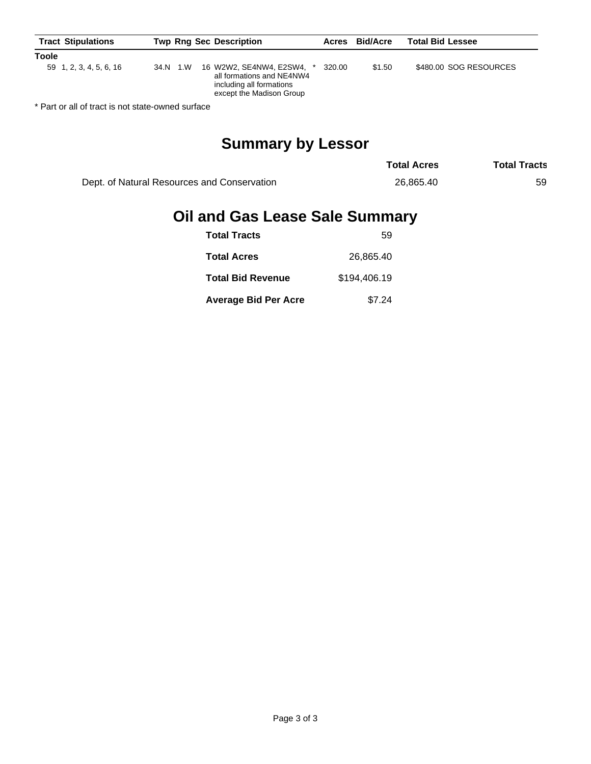| Tract | Stipulations | Twp | Rng | Sec | Description | | Acres | Bid/Acre | Total Bid | Lessee |
|---|---|---|---|---|---|---|---|---|---|---|
| **Toole** | | | | | | | | | | |
| 59 | 1, 2, 3, 4, 5, 6, 16 | 34.N | 1.W | 16 | W2W2, SE4NW4, E2SW4, all formations and NE4NW4 including all formations except the Madison Group | * | 320.00 | $1.50 | $480.00 | SOG RESOURCES |

\* Part or all of tract is not state-owned surface

## Summary by Lessor

| | Total Acres | Total Tracts |
|---|---|---|
| Dept. of Natural Resources and Conservation | 26,865.40 | 59 |

## Oil and Gas Lease Sale Summary

| | |
|---|---|
| **Total Tracts** | 59 |
| **Total Acres** | 26,865.40 |
| **Total Bid Revenue** | $194,406.19 |
| **Average Bid Per Acre** | $7.24 |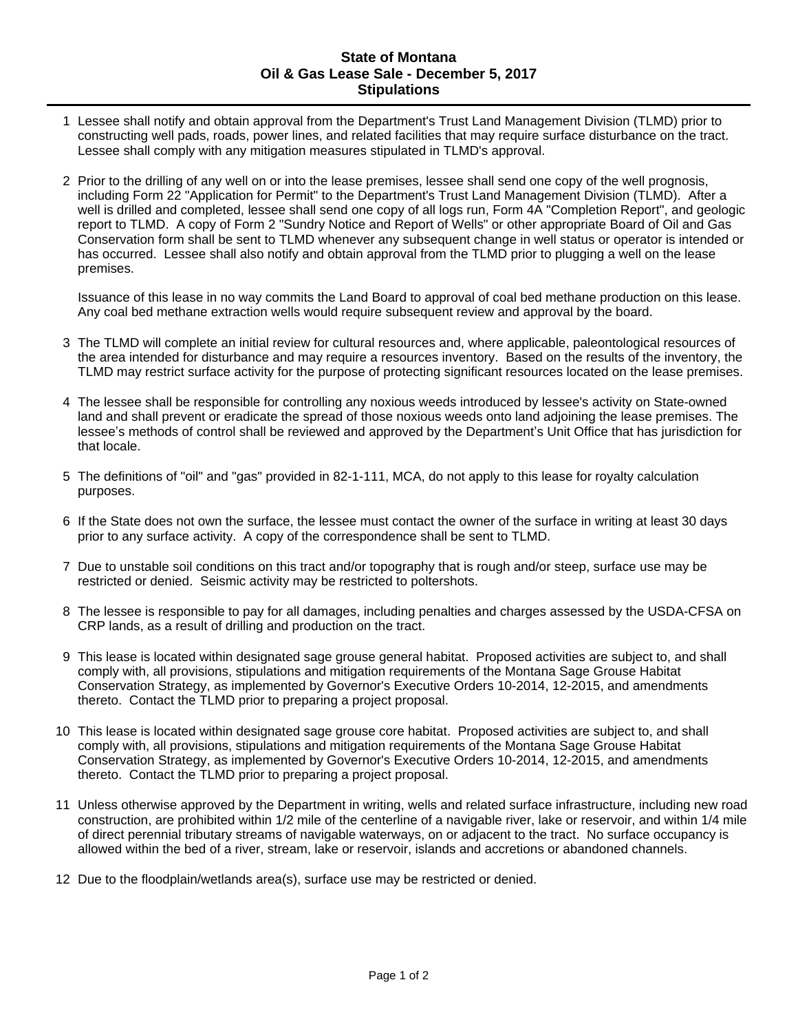# State of Montana
## Oil & Gas Lease Sale - December 5, 2017
## Stipulations

1. Lessee shall notify and obtain approval from the Department's Trust Land Management Division (TLMD) prior to constructing well pads, roads, power lines, and related facilities that may require surface disturbance on the tract. Lessee shall comply with any mitigation measures stipulated in TLMD's approval.

2. Prior to the drilling of any well on or into the lease premises, lessee shall send one copy of the well prognosis, including Form 22 "Application for Permit" to the Department's Trust Land Management Division (TLMD). After a well is drilled and completed, lessee shall send one copy of all logs run, Form 4A "Completion Report", and geologic report to TLMD. A copy of Form 2 "Sundry Notice and Report of Wells" or other appropriate Board of Oil and Gas Conservation form shall be sent to TLMD whenever any subsequent change in well status or operator is intended or has occurred. Lessee shall also notify and obtain approval from the TLMD prior to plugging a well on the lease premises.

   Issuance of this lease in no way commits the Land Board to approval of coal bed methane production on this lease. Any coal bed methane extraction wells would require subsequent review and approval by the board.

3. The TLMD will complete an initial review for cultural resources and, where applicable, paleontological resources of the area intended for disturbance and may require a resources inventory. Based on the results of the inventory, the TLMD may restrict surface activity for the purpose of protecting significant resources located on the lease premises.

4. The lessee shall be responsible for controlling any noxious weeds introduced by lessee's activity on State-owned land and shall prevent or eradicate the spread of those noxious weeds onto land adjoining the lease premises. The lessee's methods of control shall be reviewed and approved by the Department's Unit Office that has jurisdiction for that locale.

5. The definitions of "oil" and "gas" provided in 82-1-111, MCA, do not apply to this lease for royalty calculation purposes.

6. If the State does not own the surface, the lessee must contact the owner of the surface in writing at least 30 days prior to any surface activity. A copy of the correspondence shall be sent to TLMD.

7. Due to unstable soil conditions on this tract and/or topography that is rough and/or steep, surface use may be restricted or denied. Seismic activity may be restricted to poltershots.

8. The lessee is responsible to pay for all damages, including penalties and charges assessed by the USDA-CFSA on CRP lands, as a result of drilling and production on the tract.

9. This lease is located within designated sage grouse general habitat. Proposed activities are subject to, and shall comply with, all provisions, stipulations and mitigation requirements of the Montana Sage Grouse Habitat Conservation Strategy, as implemented by Governor's Executive Orders 10-2014, 12-2015, and amendments thereto. Contact the TLMD prior to preparing a project proposal.

10. This lease is located within designated sage grouse core habitat. Proposed activities are subject to, and shall comply with, all provisions, stipulations and mitigation requirements of the Montana Sage Grouse Habitat Conservation Strategy, as implemented by Governor's Executive Orders 10-2014, 12-2015, and amendments thereto. Contact the TLMD prior to preparing a project proposal.

11. Unless otherwise approved by the Department in writing, wells and related surface infrastructure, including new road construction, are prohibited within 1/2 mile of the centerline of a navigable river, lake or reservoir, and within 1/4 mile of direct perennial tributary streams of navigable waterways, on or adjacent to the tract. No surface occupancy is allowed within the bed of a river, stream, lake or reservoir, islands and accretions or abandoned channels.

12. Due to the floodplain/wetlands area(s), surface use may be restricted or denied.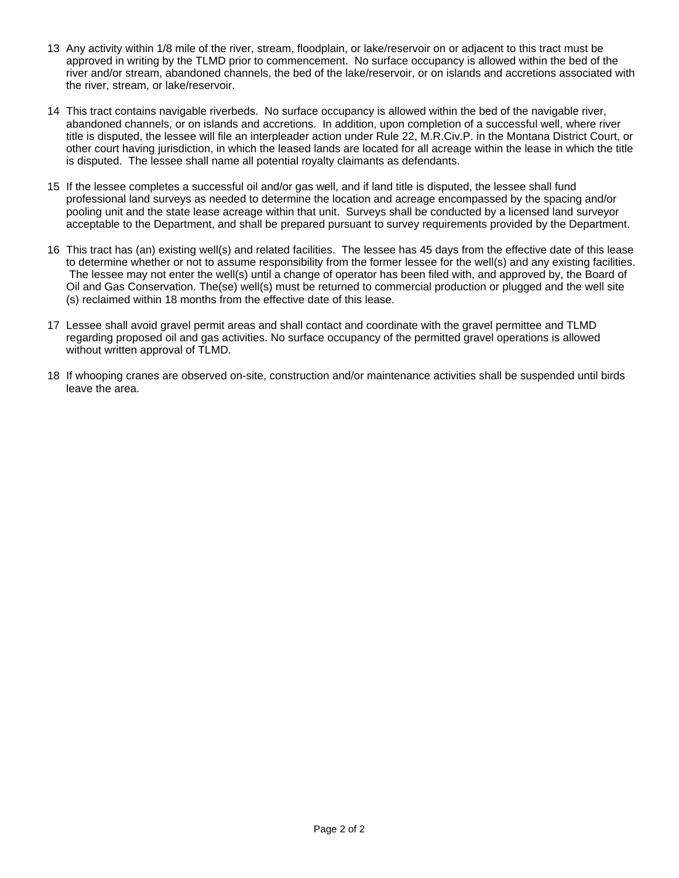13 Any activity within 1/8 mile of the river, stream, floodplain, or lake/reservoir on or adjacent to this tract must be approved in writing by the TLMD prior to commencement. No surface occupancy is allowed within the bed of the river and/or stream, abandoned channels, the bed of the lake/reservoir, or on islands and accretions associated with the river, stream, or lake/reservoir.

14 This tract contains navigable riverbeds. No surface occupancy is allowed within the bed of the navigable river, abandoned channels, or on islands and accretions. In addition, upon completion of a successful well, where river title is disputed, the lessee will file an interpleader action under Rule 22, M.R.Civ.P. in the Montana District Court, or other court having jurisdiction, in which the leased lands are located for all acreage within the lease in which the title is disputed. The lessee shall name all potential royalty claimants as defendants.

15 If the lessee completes a successful oil and/or gas well, and if land title is disputed, the lessee shall fund professional land surveys as needed to determine the location and acreage encompassed by the spacing and/or pooling unit and the state lease acreage within that unit. Surveys shall be conducted by a licensed land surveyor acceptable to the Department, and shall be prepared pursuant to survey requirements provided by the Department.

16 This tract has (an) existing well(s) and related facilities. The lessee has 45 days from the effective date of this lease to determine whether or not to assume responsibility from the former lessee for the well(s) and any existing facilities. The lessee may not enter the well(s) until a change of operator has been filed with, and approved by, the Board of Oil and Gas Conservation. The(se) well(s) must be returned to commercial production or plugged and the well site (s) reclaimed within 18 months from the effective date of this lease.

17 Lessee shall avoid gravel permit areas and shall contact and coordinate with the gravel permittee and TLMD regarding proposed oil and gas activities. No surface occupancy of the permitted gravel operations is allowed without written approval of TLMD.

18 If whooping cranes are observed on-site, construction and/or maintenance activities shall be suspended until birds leave the area.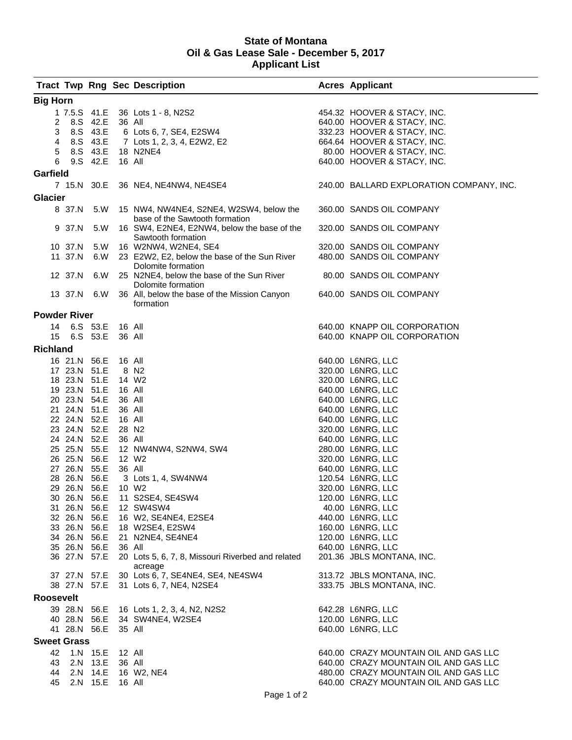# State of Montana
## Oil & Gas Lease Sale - December 5, 2017
## Applicant List

| Tract | Twp | Rng | Sec | Description | Acres | Applicant |
|---|---|---|---|---|---|---|
| **Big Horn** | | | | | | |
| 1 | 7.5.S | 41.E | 36 | Lots 1 - 8, N2S2 | 454.32 | HOOVER & STACY, INC. |
| 2 | 8.S | 42.E | 36 | All | 640.00 | HOOVER & STACY, INC. |
| 3 | 8.S | 43.E | 6 | Lots 6, 7, SE4, E2SW4 | 332.23 | HOOVER & STACY, INC. |
| 4 | 8.S | 43.E | 7 | Lots 1, 2, 3, 4, E2W2, E2 | 664.64 | HOOVER & STACY, INC. |
| 5 | 8.S | 43.E | 18 | N2NE4 | 80.00 | HOOVER & STACY, INC. |
| 6 | 9.S | 42.E | 16 | All | 640.00 | HOOVER & STACY, INC. |
| **Garfield** | | | | | | |
| 7 | 15.N | 30.E | 36 | NE4, NE4NW4, NE4SE4 | 240.00 | BALLARD EXPLORATION COMPANY, INC. |
| **Glacier** | | | | | | |
| 8 | 37.N | 5.W | 15 | NW4, NW4NE4, S2NE4, W2SW4, below the base of the Sawtooth formation | 360.00 | SANDS OIL COMPANY |
| 9 | 37.N | 5.W | 16 | SW4, E2NE4, E2NW4, below the base of the Sawtooth formation | 320.00 | SANDS OIL COMPANY |
| 10 | 37.N | 5.W | 16 | W2NW4, W2NE4, SE4 | 320.00 | SANDS OIL COMPANY |
| 11 | 37.N | 6.W | 23 | E2W2, E2, below the base of the Sun River Dolomite formation | 480.00 | SANDS OIL COMPANY |
| 12 | 37.N | 6.W | 25 | N2NE4, below the base of the Sun River Dolomite formation | 80.00 | SANDS OIL COMPANY |
| 13 | 37.N | 6.W | 36 | All, below the base of the Mission Canyon formation | 640.00 | SANDS OIL COMPANY |
| **Powder River** | | | | | | |
| 14 | 6.S | 53.E | 16 | All | 640.00 | KNAPP OIL CORPORATION |
| 15 | 6.S | 53.E | 36 | All | 640.00 | KNAPP OIL CORPORATION |
| **Richland** | | | | | | |
| 16 | 21.N | 56.E | 16 | All | 640.00 | L6NRG, LLC |
| 17 | 23.N | 51.E | 8 | N2 | 320.00 | L6NRG, LLC |
| 18 | 23.N | 51.E | 14 | W2 | 320.00 | L6NRG, LLC |
| 19 | 23.N | 51.E | 16 | All | 640.00 | L6NRG, LLC |
| 20 | 23.N | 54.E | 36 | All | 640.00 | L6NRG, LLC |
| 21 | 24.N | 51.E | 36 | All | 640.00 | L6NRG, LLC |
| 22 | 24.N | 52.E | 16 | All | 640.00 | L6NRG, LLC |
| 23 | 24.N | 52.E | 28 | N2 | 320.00 | L6NRG, LLC |
| 24 | 24.N | 52.E | 36 | All | 640.00 | L6NRG, LLC |
| 25 | 25.N | 55.E | 12 | NW4NW4, S2NW4, SW4 | 280.00 | L6NRG, LLC |
| 26 | 25.N | 56.E | 12 | W2 | 320.00 | L6NRG, LLC |
| 27 | 26.N | 55.E | 36 | All | 640.00 | L6NRG, LLC |
| 28 | 26.N | 56.E | 3 | Lots 1, 4, SW4NW4 | 120.54 | L6NRG, LLC |
| 29 | 26.N | 56.E | 10 | W2 | 320.00 | L6NRG, LLC |
| 30 | 26.N | 56.E | 11 | S2SE4, SE4SW4 | 120.00 | L6NRG, LLC |
| 31 | 26.N | 56.E | 12 | SW4SW4 | 40.00 | L6NRG, LLC |
| 32 | 26.N | 56.E | 16 | W2, SE4NE4, E2SE4 | 440.00 | L6NRG, LLC |
| 33 | 26.N | 56.E | 18 | W2SE4, E2SW4 | 160.00 | L6NRG, LLC |
| 34 | 26.N | 56.E | 21 | N2NE4, SE4NE4 | 120.00 | L6NRG, LLC |
| 35 | 26.N | 56.E | 36 | All | 640.00 | L6NRG, LLC |
| 36 | 27.N | 57.E | 20 | Lots 5, 6, 7, 8, Missouri Riverbed and related acreage | 201.36 | JBLS MONTANA, INC. |
| 37 | 27.N | 57.E | 30 | Lots 6, 7, SE4NE4, SE4, NE4SW4 | 313.72 | JBLS MONTANA, INC. |
| 38 | 27.N | 57.E | 31 | Lots 6, 7, NE4, N2SE4 | 333.75 | JBLS MONTANA, INC. |
| **Roosevelt** | | | | | | |
| 39 | 28.N | 56.E | 16 | Lots 1, 2, 3, 4, N2, N2S2 | 642.28 | L6NRG, LLC |
| 40 | 28.N | 56.E | 34 | SW4NE4, W2SE4 | 120.00 | L6NRG, LLC |
| 41 | 28.N | 56.E | 35 | All | 640.00 | L6NRG, LLC |
| **Sweet Grass** | | | | | | |
| 42 | 1.N | 15.E | 12 | All | 640.00 | CRAZY MOUNTAIN OIL AND GAS LLC |
| 43 | 2.N | 13.E | 36 | All | 640.00 | CRAZY MOUNTAIN OIL AND GAS LLC |
| 44 | 2.N | 14.E | 16 | W2, NE4 | 480.00 | CRAZY MOUNTAIN OIL AND GAS LLC |
| 45 | 2.N | 15.E | 16 | All | 640.00 | CRAZY MOUNTAIN OIL AND GAS LLC |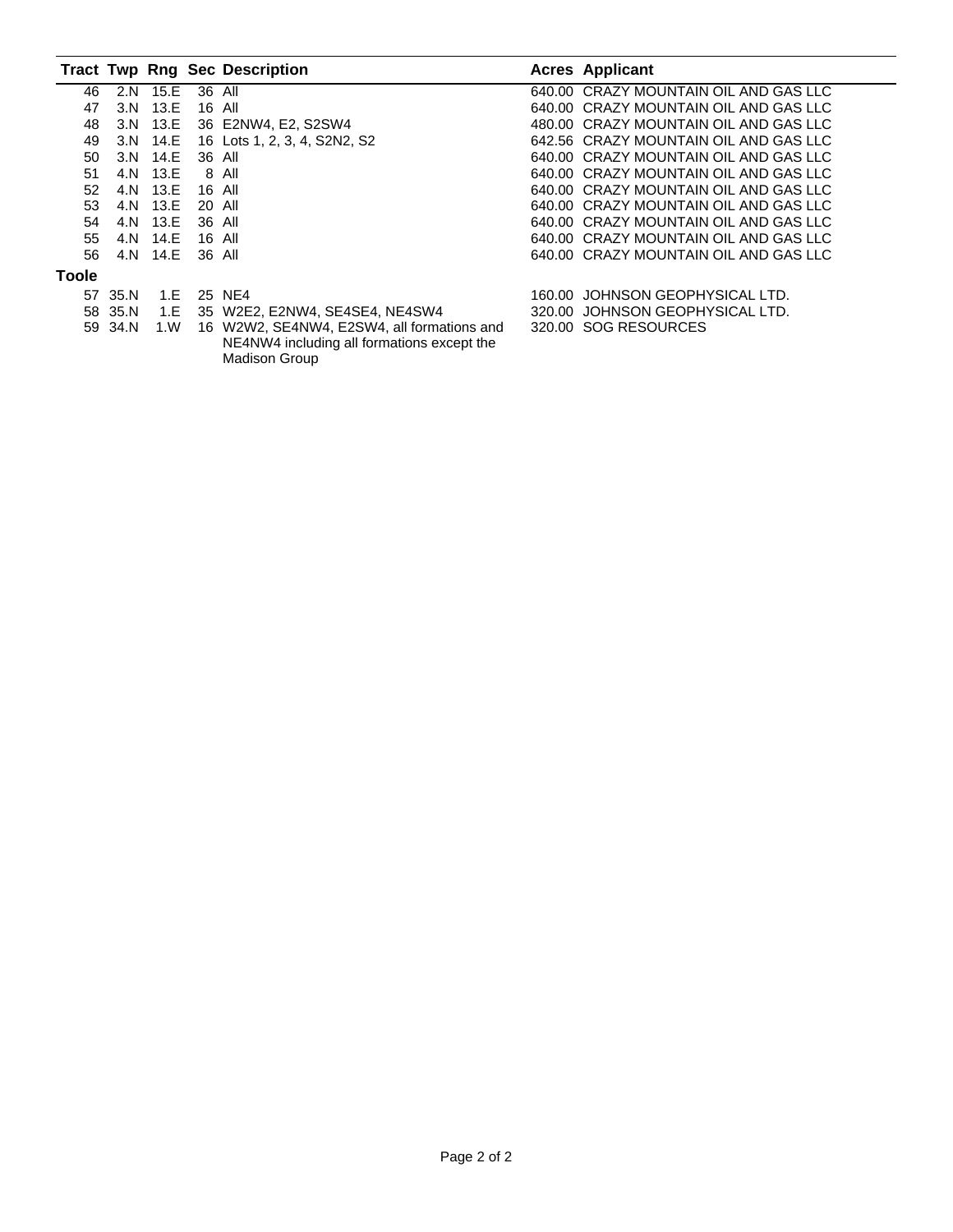| Tract | Twp | Rng | Sec | Description | Acres | Applicant |
|---|---|---|---|---|---|---|
| 46 | 2.N | 15.E | 36 | All | 640.00 | CRAZY MOUNTAIN OIL AND GAS LLC |
| 47 | 3.N | 13.E | 16 | All | 640.00 | CRAZY MOUNTAIN OIL AND GAS LLC |
| 48 | 3.N | 13.E | 36 | E2NW4, E2, S2SW4 | 480.00 | CRAZY MOUNTAIN OIL AND GAS LLC |
| 49 | 3.N | 14.E | 16 | Lots 1, 2, 3, 4, S2N2, S2 | 642.56 | CRAZY MOUNTAIN OIL AND GAS LLC |
| 50 | 3.N | 14.E | 36 | All | 640.00 | CRAZY MOUNTAIN OIL AND GAS LLC |
| 51 | 4.N | 13.E | 8 | All | 640.00 | CRAZY MOUNTAIN OIL AND GAS LLC |
| 52 | 4.N | 13.E | 16 | All | 640.00 | CRAZY MOUNTAIN OIL AND GAS LLC |
| 53 | 4.N | 13.E | 20 | All | 640.00 | CRAZY MOUNTAIN OIL AND GAS LLC |
| 54 | 4.N | 13.E | 36 | All | 640.00 | CRAZY MOUNTAIN OIL AND GAS LLC |
| 55 | 4.N | 14.E | 16 | All | 640.00 | CRAZY MOUNTAIN OIL AND GAS LLC |
| 56 | 4.N | 14.E | 36 | All | 640.00 | CRAZY MOUNTAIN OIL AND GAS LLC |
| **Toole** | | | | | | |
| 57 | 35.N | 1.E | 25 | NE4 | 160.00 | JOHNSON GEOPHYSICAL LTD. |
| 58 | 35.N | 1.E | 35 | W2E2, E2NW4, SE4SE4, NE4SW4 | 320.00 | JOHNSON GEOPHYSICAL LTD. |
| 59 | 34.N | 1.W | 16 | W2W2, SE4NW4, E2SW4, all formations and NE4NW4 including all formations except the Madison Group | 320.00 | SOG RESOURCES |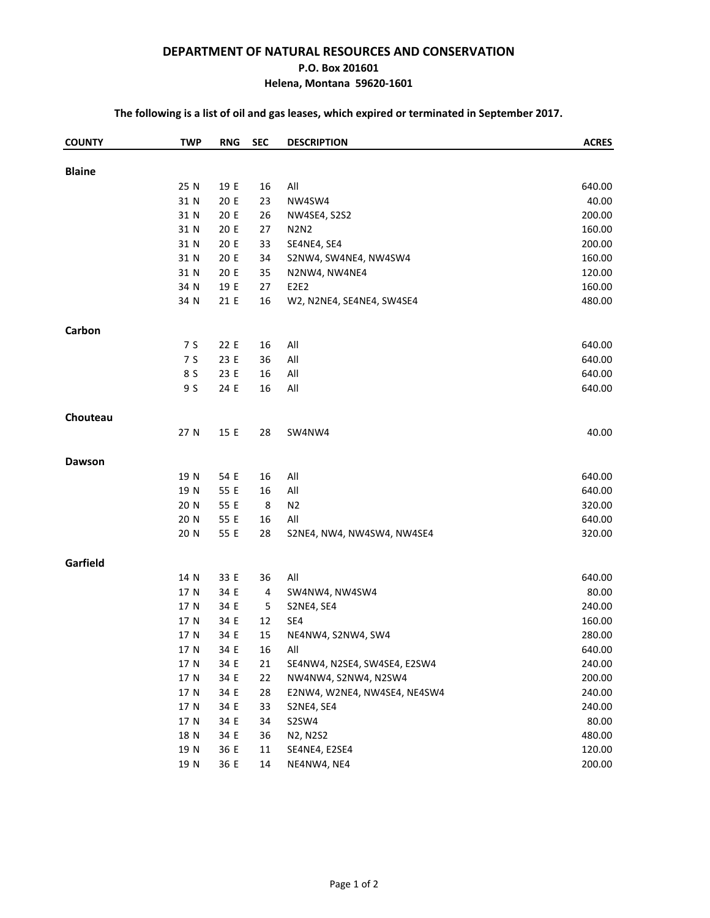**DEPARTMENT OF NATURAL RESOURCES AND CONSERVATION**
**P.O. Box 201601**
**Helena, Montana 59620-1601**

**The following is a list of oil and gas leases, which expired or terminated in September 2017.**

| COUNTY | TWP | RNG | SEC | DESCRIPTION | ACRES |
|---|---|---|---|---|---|
| **Blaine** | | | | | |
| | 25 N | 19 E | 16 | All | 640.00 |
| | 31 N | 20 E | 23 | NW4SW4 | 40.00 |
| | 31 N | 20 E | 26 | NW4SE4, S2S2 | 200.00 |
| | 31 N | 20 E | 27 | N2N2 | 160.00 |
| | 31 N | 20 E | 33 | SE4NE4, SE4 | 200.00 |
| | 31 N | 20 E | 34 | S2NW4, SW4NE4, NW4SW4 | 160.00 |
| | 31 N | 20 E | 35 | N2NW4, NW4NE4 | 120.00 |
| | 34 N | 19 E | 27 | E2E2 | 160.00 |
| | 34 N | 21 E | 16 | W2, N2NE4, SE4NE4, SW4SE4 | 480.00 |
| **Carbon** | | | | | |
| | 7 S | 22 E | 16 | All | 640.00 |
| | 7 S | 23 E | 36 | All | 640.00 |
| | 8 S | 23 E | 16 | All | 640.00 |
| | 9 S | 24 E | 16 | All | 640.00 |
| **Chouteau** | | | | | |
| | 27 N | 15 E | 28 | SW4NW4 | 40.00 |
| **Dawson** | | | | | |
| | 19 N | 54 E | 16 | All | 640.00 |
| | 19 N | 55 E | 16 | All | 640.00 |
| | 20 N | 55 E | 8 | N2 | 320.00 |
| | 20 N | 55 E | 16 | All | 640.00 |
| | 20 N | 55 E | 28 | S2NE4, NW4, NW4SW4, NW4SE4 | 320.00 |
| **Garfield** | | | | | |
| | 14 N | 33 E | 36 | All | 640.00 |
| | 17 N | 34 E | 4 | SW4NW4, NW4SW4 | 80.00 |
| | 17 N | 34 E | 5 | S2NE4, SE4 | 240.00 |
| | 17 N | 34 E | 12 | SE4 | 160.00 |
| | 17 N | 34 E | 15 | NE4NW4, S2NW4, SW4 | 280.00 |
| | 17 N | 34 E | 16 | All | 640.00 |
| | 17 N | 34 E | 21 | SE4NW4, N2SE4, SW4SE4, E2SW4 | 240.00 |
| | 17 N | 34 E | 22 | NW4NW4, S2NW4, N2SW4 | 200.00 |
| | 17 N | 34 E | 28 | E2NW4, W2NE4, NW4SE4, NE4SW4 | 240.00 |
| | 17 N | 34 E | 33 | S2NE4, SE4 | 240.00 |
| | 17 N | 34 E | 34 | S2SW4 | 80.00 |
| | 18 N | 34 E | 36 | N2, N2S2 | 480.00 |
| | 19 N | 36 E | 11 | SE4NE4, E2SE4 | 120.00 |
| | 19 N | 36 E | 14 | NE4NW4, NE4 | 200.00 |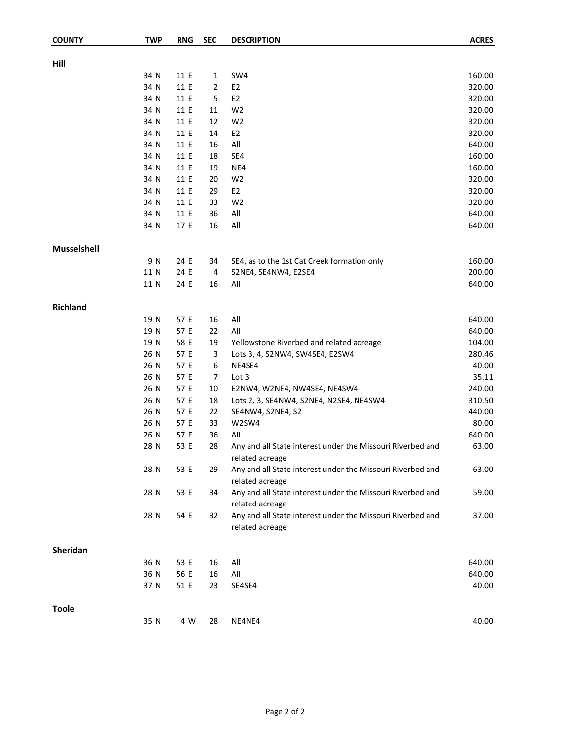| COUNTY | TWP | RNG | SEC | DESCRIPTION | ACRES |
|---|---|---|---|---|---|
| **Hill** | | | | | |
| | 34 N | 11 E | 1 | SW4 | 160.00 |
| | 34 N | 11 E | 2 | E2 | 320.00 |
| | 34 N | 11 E | 5 | E2 | 320.00 |
| | 34 N | 11 E | 11 | W2 | 320.00 |
| | 34 N | 11 E | 12 | W2 | 320.00 |
| | 34 N | 11 E | 14 | E2 | 320.00 |
| | 34 N | 11 E | 16 | All | 640.00 |
| | 34 N | 11 E | 18 | SE4 | 160.00 |
| | 34 N | 11 E | 19 | NE4 | 160.00 |
| | 34 N | 11 E | 20 | W2 | 320.00 |
| | 34 N | 11 E | 29 | E2 | 320.00 |
| | 34 N | 11 E | 33 | W2 | 320.00 |
| | 34 N | 11 E | 36 | All | 640.00 |
| | 34 N | 17 E | 16 | All | 640.00 |
| **Musselshell** | | | | | |
| | 9 N | 24 E | 34 | SE4, as to the 1st Cat Creek formation only | 160.00 |
| | 11 N | 24 E | 4 | S2NE4, SE4NW4, E2SE4 | 200.00 |
| | 11 N | 24 E | 16 | All | 640.00 |
| **Richland** | | | | | |
| | 19 N | 57 E | 16 | All | 640.00 |
| | 19 N | 57 E | 22 | All | 640.00 |
| | 19 N | 58 E | 19 | Yellowstone Riverbed and related acreage | 104.00 |
| | 26 N | 57 E | 3 | Lots 3, 4, S2NW4, SW4SE4, E2SW4 | 280.46 |
| | 26 N | 57 E | 6 | NE4SE4 | 40.00 |
| | 26 N | 57 E | 7 | Lot 3 | 35.11 |
| | 26 N | 57 E | 10 | E2NW4, W2NE4, NW4SE4, NE4SW4 | 240.00 |
| | 26 N | 57 E | 18 | Lots 2, 3, SE4NW4, S2NE4, N2SE4, NE4SW4 | 310.50 |
| | 26 N | 57 E | 22 | SE4NW4, S2NE4, S2 | 440.00 |
| | 26 N | 57 E | 33 | W2SW4 | 80.00 |
| | 26 N | 57 E | 36 | All | 640.00 |
| | 28 N | 53 E | 28 | Any and all State interest under the Missouri Riverbed and related acreage | 63.00 |
| | 28 N | 53 E | 29 | Any and all State interest under the Missouri Riverbed and related acreage | 63.00 |
| | 28 N | 53 E | 34 | Any and all State interest under the Missouri Riverbed and related acreage | 59.00 |
| | 28 N | 54 E | 32 | Any and all State interest under the Missouri Riverbed and related acreage | 37.00 |
| **Sheridan** | | | | | |
| | 36 N | 53 E | 16 | All | 640.00 |
| | 36 N | 56 E | 16 | All | 640.00 |
| | 37 N | 51 E | 23 | SE4SE4 | 40.00 |
| **Toole** | | | | | |
| | 35 N | 4 W | 28 | NE4NE4 | 40.00 |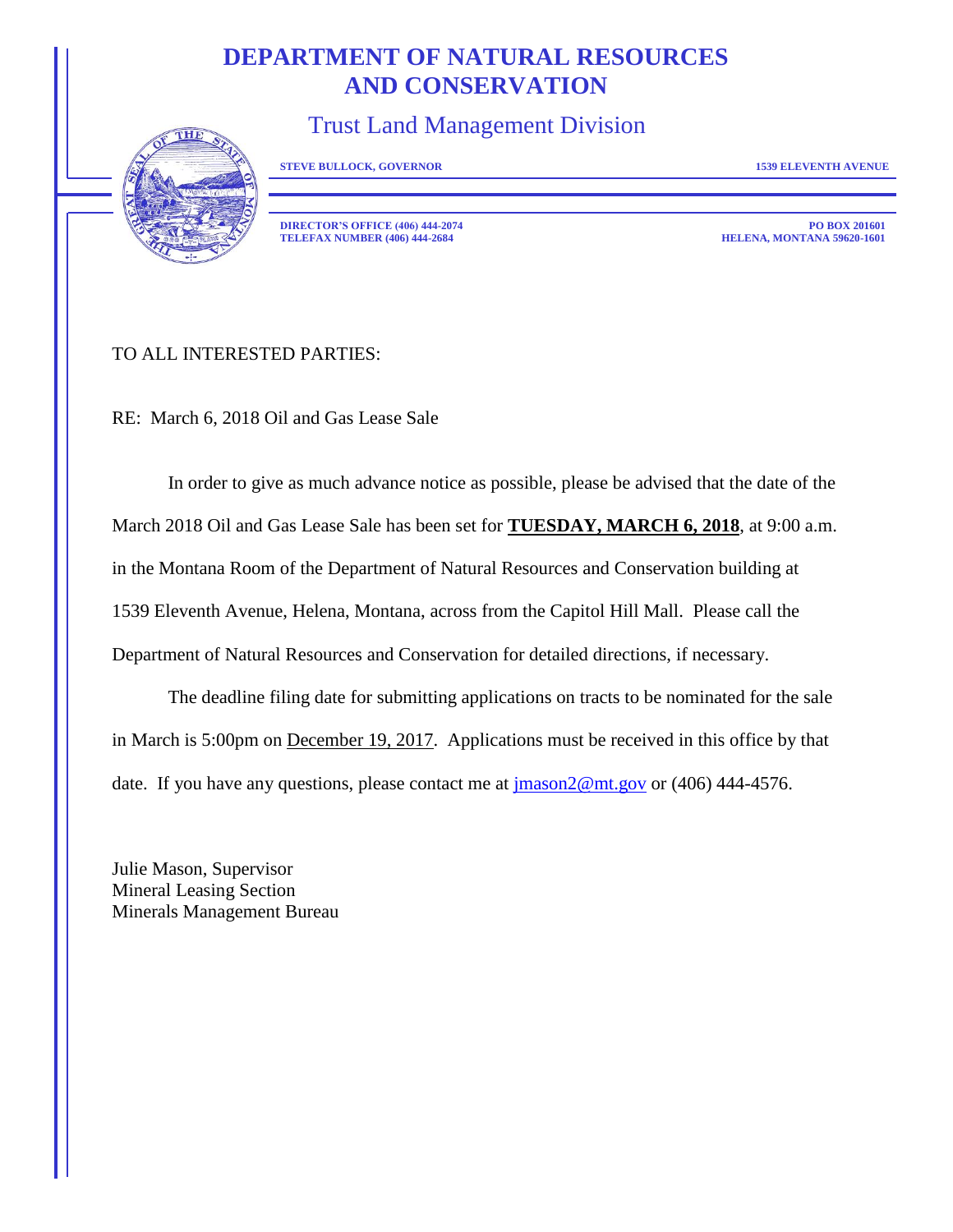# DEPARTMENT OF NATURAL RESOURCES AND CONSERVATION

## Trust Land Management Division

**STEVE BULLOCK, GOVERNOR** **1539 ELEVENTH AVENUE**

**DIRECTOR'S OFFICE (406) 444-2074**
**TELEFAX NUMBER (406) 444-2684**

**PO BOX 201601**
**HELENA, MONTANA 59620-1601**

TO ALL INTERESTED PARTIES:

RE: March 6, 2018 Oil and Gas Lease Sale

In order to give as much advance notice as possible, please be advised that the date of the March 2018 Oil and Gas Lease Sale has been set for **TUESDAY, MARCH 6, 2018**, at 9:00 a.m. in the Montana Room of the Department of Natural Resources and Conservation building at 1539 Eleventh Avenue, Helena, Montana, across from the Capitol Hill Mall. Please call the Department of Natural Resources and Conservation for detailed directions, if necessary.

The deadline filing date for submitting applications on tracts to be nominated for the sale in March is 5:00pm on December 19, 2017. Applications must be received in this office by that date. If you have any questions, please contact me at jmason2@mt.gov or (406) 444-4576.

Julie Mason, Supervisor
Mineral Leasing Section
Minerals Management Bureau